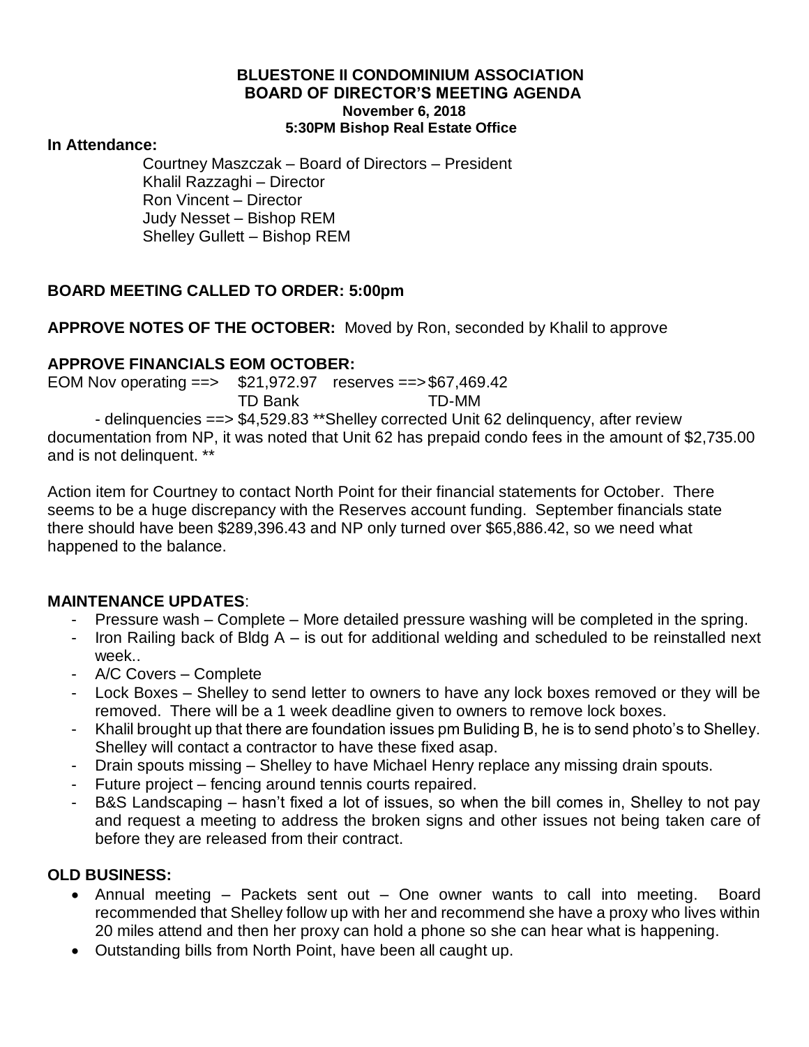**BLUESTONE II CONDOMINIUM ASSOCIATION**
**BOARD OF DIRECTOR'S MEETING AGENDA**
**November 6, 2018**
**5:30PM Bishop Real Estate Office**

**In Attendance:**

Courtney Maszczak – Board of Directors – President
Khalil Razzaghi – Director
Ron Vincent – Director
Judy Nesset – Bishop REM
Shelley Gullett – Bishop REM

**BOARD MEETING CALLED TO ORDER: 5:00pm**

**APPROVE NOTES OF THE OCTOBER:** Moved by Ron, seconded by Khalil to approve

**APPROVE FINANCIALS EOM OCTOBER:**

EOM Nov operating ==> $21,972.97 reserves ==> $67,469.42
TD Bank TD-MM

- delinquencies ==> $4,529.83 **Shelley corrected Unit 62 delinquency, after review documentation from NP, it was noted that Unit 62 has prepaid condo fees in the amount of $2,735.00 and is not delinquent. **

Action item for Courtney to contact North Point for their financial statements for October. There seems to be a huge discrepancy with the Reserves account funding. September financials state there should have been $289,396.43 and NP only turned over $65,886.42, so we need what happened to the balance.

**MAINTENANCE UPDATES**:

- Pressure wash – Complete – More detailed pressure washing will be completed in the spring.
- Iron Railing back of Bldg A – is out for additional welding and scheduled to be reinstalled next week..
- A/C Covers – Complete
- Lock Boxes – Shelley to send letter to owners to have any lock boxes removed or they will be removed. There will be a 1 week deadline given to owners to remove lock boxes.
- Khalil brought up that there are foundation issues pm Buliding B, he is to send photo's to Shelley. Shelley will contact a contractor to have these fixed asap.
- Drain spouts missing – Shelley to have Michael Henry replace any missing drain spouts.
- Future project – fencing around tennis courts repaired.
- B&S Landscaping – hasn't fixed a lot of issues, so when the bill comes in, Shelley to not pay and request a meeting to address the broken signs and other issues not being taken care of before they are released from their contract.

**OLD BUSINESS:**

- Annual meeting – Packets sent out – One owner wants to call into meeting. Board recommended that Shelley follow up with her and recommend she have a proxy who lives within 20 miles attend and then her proxy can hold a phone so she can hear what is happening.
- Outstanding bills from North Point, have been all caught up.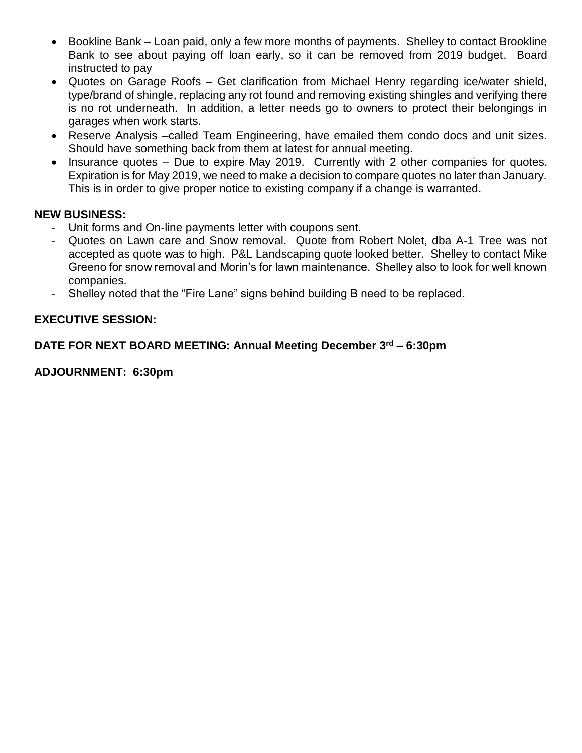- Bookline Bank – Loan paid, only a few more months of payments. Shelley to contact Brookline Bank to see about paying off loan early, so it can be removed from 2019 budget. Board instructed to pay
- Quotes on Garage Roofs – Get clarification from Michael Henry regarding ice/water shield, type/brand of shingle, replacing any rot found and removing existing shingles and verifying there is no rot underneath. In addition, a letter needs go to owners to protect their belongings in garages when work starts.
- Reserve Analysis –called Team Engineering, have emailed them condo docs and unit sizes. Should have something back from them at latest for annual meeting.
- Insurance quotes – Due to expire May 2019. Currently with 2 other companies for quotes. Expiration is for May 2019, we need to make a decision to compare quotes no later than January. This is in order to give proper notice to existing company if a change is warranted.

**NEW BUSINESS:**

- Unit forms and On-line payments letter with coupons sent.
- Quotes on Lawn care and Snow removal. Quote from Robert Nolet, dba A-1 Tree was not accepted as quote was to high. P&L Landscaping quote looked better. Shelley to contact Mike Greeno for snow removal and Morin's for lawn maintenance. Shelley also to look for well known companies.
- Shelley noted that the "Fire Lane" signs behind building B need to be replaced.

**EXECUTIVE SESSION:**

**DATE FOR NEXT BOARD MEETING: Annual Meeting December 3rd – 6:30pm**

**ADJOURNMENT: 6:30pm**